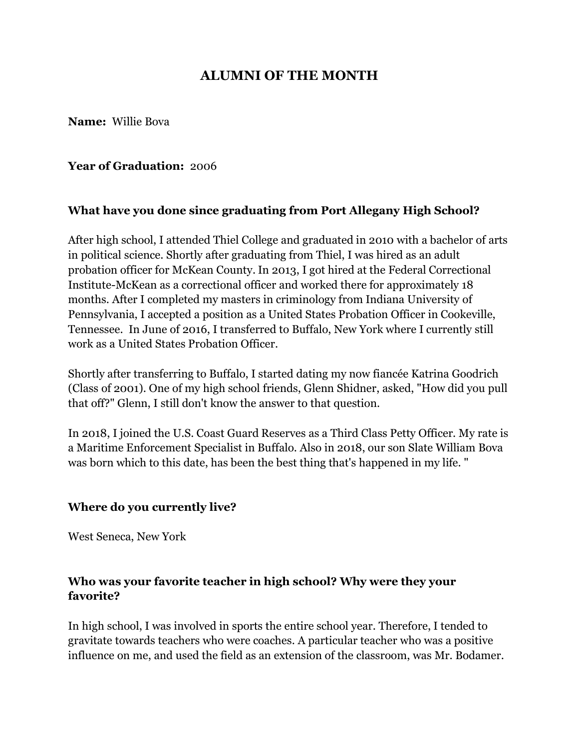# ALUMNI OF THE MONTH

**Name:** Willie Bova

**Year of Graduation:** 2006

### What have you done since graduating from Port Allegany High School?

After high school, I attended Thiel College and graduated in 2010 with a bachelor of arts in political science. Shortly after graduating from Thiel, I was hired as an adult probation officer for McKean County. In 2013, I got hired at the Federal Correctional Institute-McKean as a correctional officer and worked there for approximately 18 months. After I completed my masters in criminology from Indiana University of Pennsylvania, I accepted a position as a United States Probation Officer in Cookeville, Tennessee. In June of 2016, I transferred to Buffalo, New York where I currently still work as a United States Probation Officer.

Shortly after transferring to Buffalo, I started dating my now fiancée Katrina Goodrich (Class of 2001). One of my high school friends, Glenn Shidner, asked, "How did you pull that off?" Glenn, I still don't know the answer to that question.

In 2018, I joined the U.S. Coast Guard Reserves as a Third Class Petty Officer. My rate is a Maritime Enforcement Specialist in Buffalo. Also in 2018, our son Slate William Bova was born which to this date, has been the best thing that's happened in my life. "

### Where do you currently live?

West Seneca, New York

### Who was your favorite teacher in high school? Why were they your favorite?

In high school, I was involved in sports the entire school year. Therefore, I tended to gravitate towards teachers who were coaches. A particular teacher who was a positive influence on me, and used the field as an extension of the classroom, was Mr. Bodamer.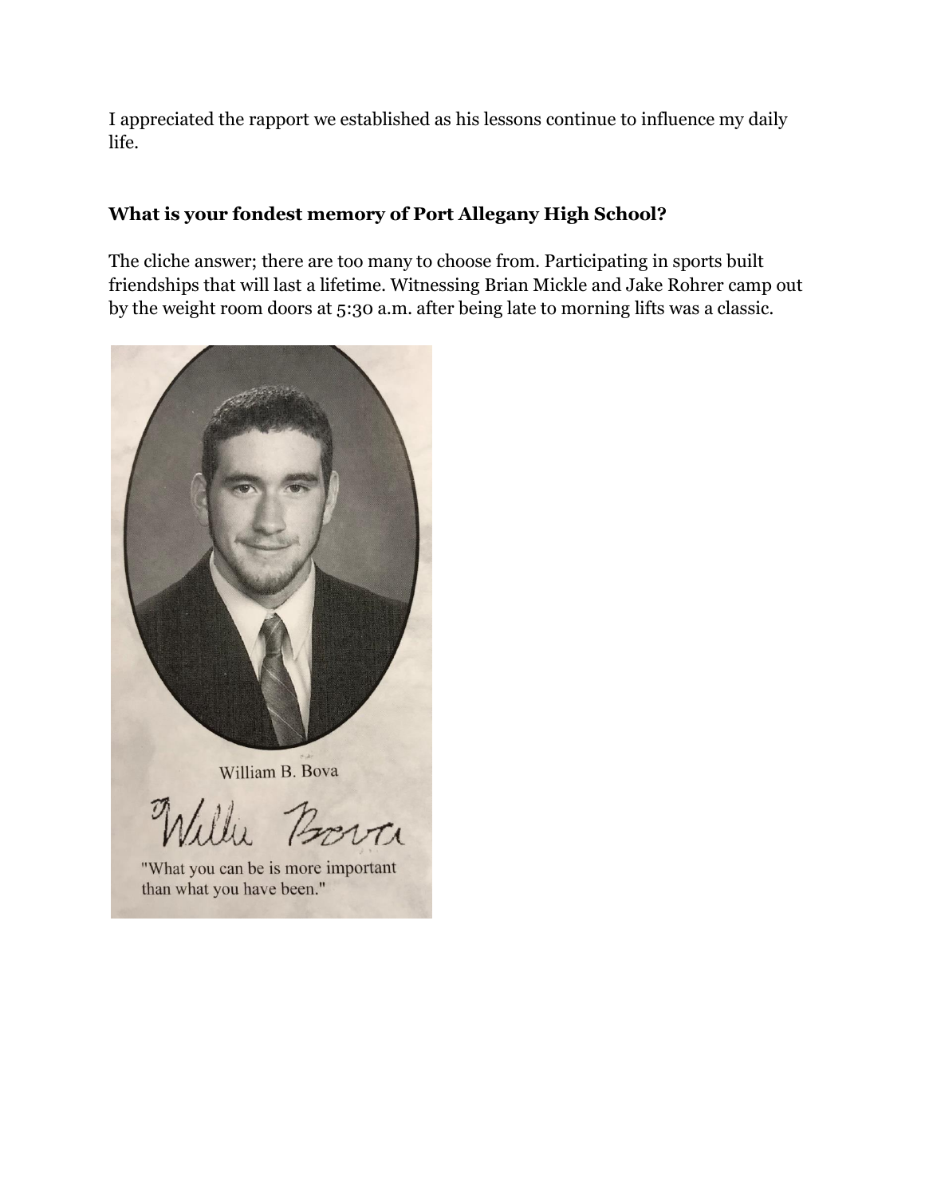I appreciated the rapport we established as his lessons continue to influence my daily life.

### What is your fondest memory of Port Allegany High School?

The cliche answer; there are too many to choose from. Participating in sports built friendships that will last a lifetime. Witnessing Brian Mickle and Jake Rohrer camp out by the weight room doors at 5:30 a.m. after being late to morning lifts was a classic.

William B. Bova

Willie Bova

"What you can be is more important than what you have been."